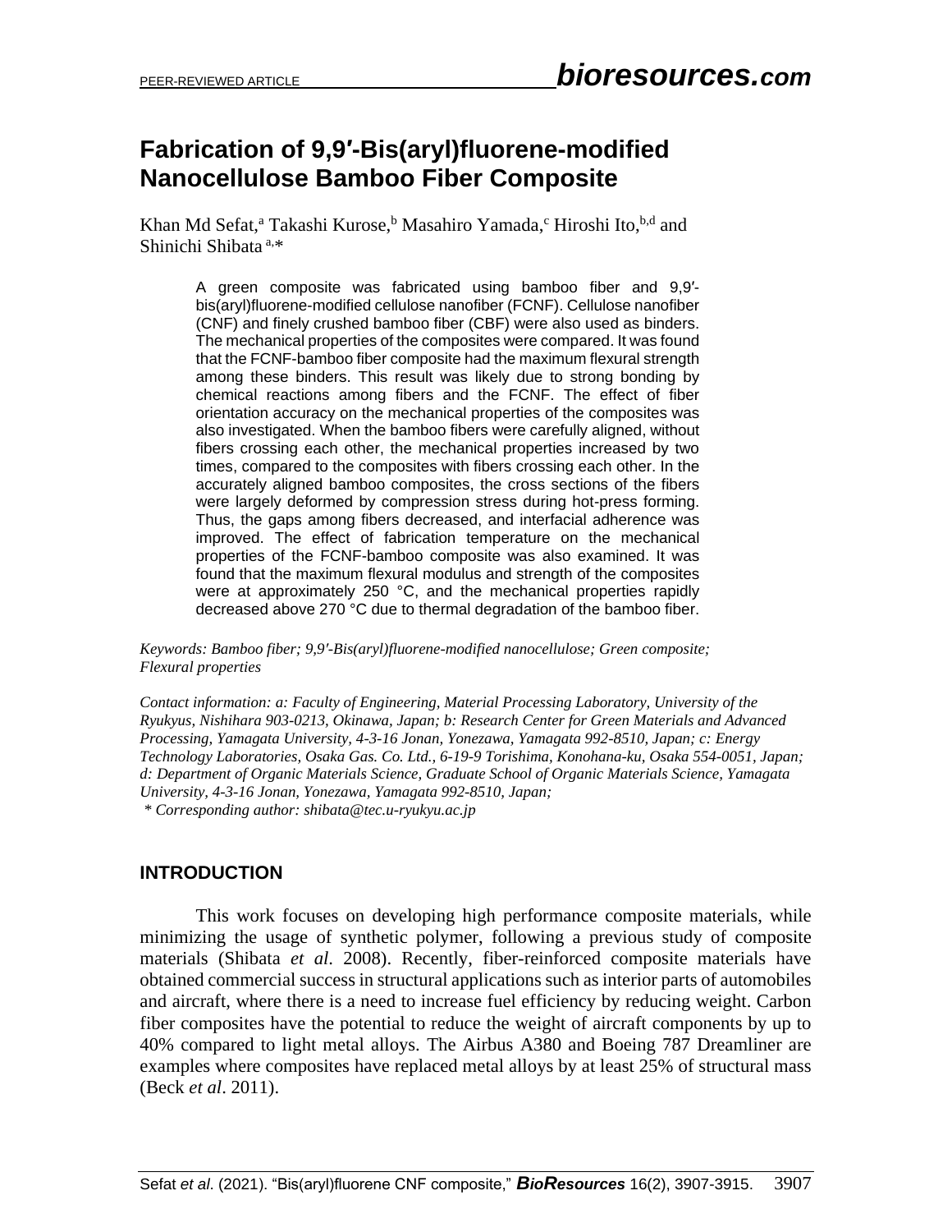# Fabrication of 9,9′-Bis(aryl)fluorene-modified Nanocellulose Bamboo Fiber Composite

Khan Md Sefat,[a] Takashi Kurose,[b] Masahiro Yamada,[c] Hiroshi Ito,[b,d] and Shinichi Shibata [a,*]

A green composite was fabricated using bamboo fiber and 9,9′-bis(aryl)fluorene-modified cellulose nanofiber (FCNF). Cellulose nanofiber (CNF) and finely crushed bamboo fiber (CBF) were also used as binders. The mechanical properties of the composites were compared. It was found that the FCNF-bamboo fiber composite had the maximum flexural strength among these binders. This result was likely due to strong bonding by chemical reactions among fibers and the FCNF. The effect of fiber orientation accuracy on the mechanical properties of the composites was also investigated. When the bamboo fibers were carefully aligned, without fibers crossing each other, the mechanical properties increased by two times, compared to the composites with fibers crossing each other. In the accurately aligned bamboo composites, the cross sections of the fibers were largely deformed by compression stress during hot-press forming. Thus, the gaps among fibers decreased, and interfacial adherence was improved. The effect of fabrication temperature on the mechanical properties of the FCNF-bamboo composite was also examined. It was found that the maximum flexural modulus and strength of the composites were at approximately 250 °C, and the mechanical properties rapidly decreased above 270 °C due to thermal degradation of the bamboo fiber.

*Keywords: Bamboo fiber; 9,9′-Bis(aryl)fluorene-modified nanocellulose; Green composite; Flexural properties*

*Contact information: a: Faculty of Engineering, Material Processing Laboratory, University of the Ryukyus, Nishihara 903-0213, Okinawa, Japan; b: Research Center for Green Materials and Advanced Processing, Yamagata University, 4-3-16 Jonan, Yonezawa, Yamagata 992-8510, Japan; c: Energy Technology Laboratories, Osaka Gas. Co. Ltd., 6-19-9 Torishima, Konohana-ku, Osaka 554-0051, Japan; d: Department of Organic Materials Science, Graduate School of Organic Materials Science, Yamagata University, 4-3-16 Jonan, Yonezawa, Yamagata 992-8510, Japan;*
*\* Corresponding author: shibata@tec.u-ryukyu.ac.jp*

## INTRODUCTION

This work focuses on developing high performance composite materials, while minimizing the usage of synthetic polymer, following a previous study of composite materials (Shibata *et al*. 2008). Recently, fiber-reinforced composite materials have obtained commercial success in structural applications such as interior parts of automobiles and aircraft, where there is a need to increase fuel efficiency by reducing weight. Carbon fiber composites have the potential to reduce the weight of aircraft components by up to 40% compared to light metal alloys. The Airbus A380 and Boeing 787 Dreamliner are examples where composites have replaced metal alloys by at least 25% of structural mass (Beck *et al*. 2011).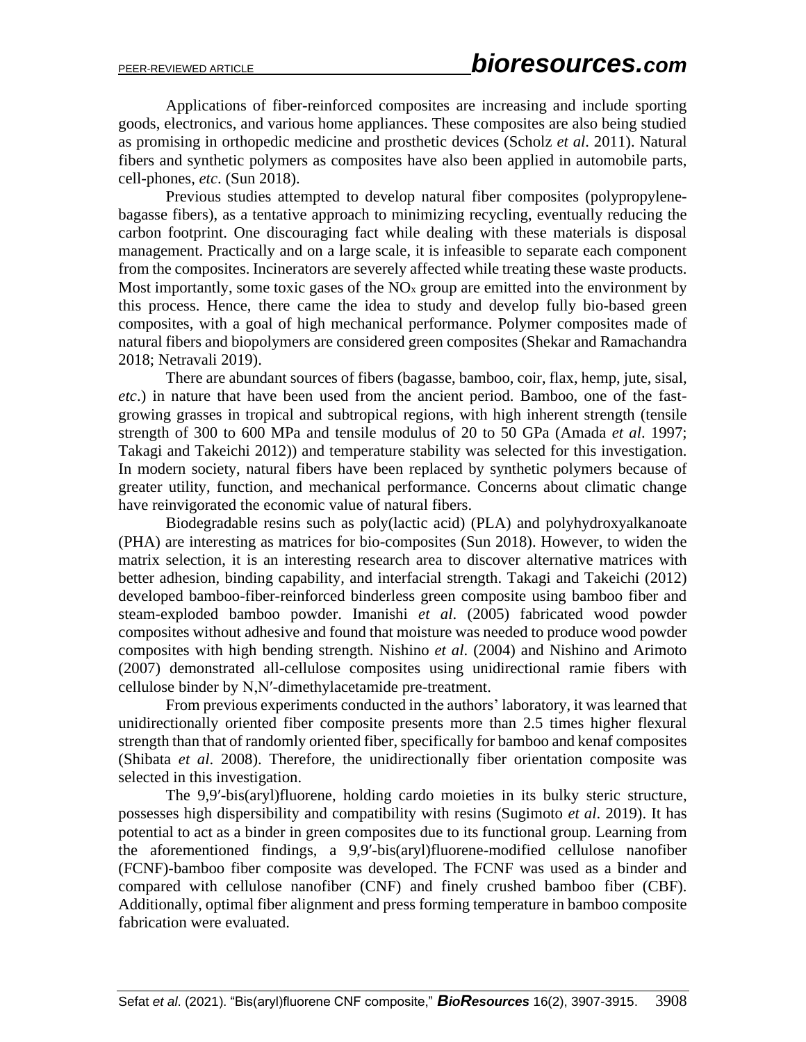Applications of fiber-reinforced composites are increasing and include sporting goods, electronics, and various home appliances. These composites are also being studied as promising in orthopedic medicine and prosthetic devices (Scholz *et al*. 2011). Natural fibers and synthetic polymers as composites have also been applied in automobile parts, cell-phones, *etc*. (Sun 2018).

Previous studies attempted to develop natural fiber composites (polypropylene-bagasse fibers), as a tentative approach to minimizing recycling, eventually reducing the carbon footprint. One discouraging fact while dealing with these materials is disposal management. Practically and on a large scale, it is infeasible to separate each component from the composites. Incinerators are severely affected while treating these waste products. Most importantly, some toxic gases of the $NO_x$ group are emitted into the environment by this process. Hence, there came the idea to study and develop fully bio-based green composites, with a goal of high mechanical performance. Polymer composites made of natural fibers and biopolymers are considered green composites (Shekar and Ramachandra 2018; Netravali 2019).

There are abundant sources of fibers (bagasse, bamboo, coir, flax, hemp, jute, sisal, *etc*.) in nature that have been used from the ancient period. Bamboo, one of the fast-growing grasses in tropical and subtropical regions, with high inherent strength (tensile strength of 300 to 600 MPa and tensile modulus of 20 to 50 GPa (Amada *et al*. 1997; Takagi and Takeichi 2012)) and temperature stability was selected for this investigation. In modern society, natural fibers have been replaced by synthetic polymers because of greater utility, function, and mechanical performance. Concerns about climatic change have reinvigorated the economic value of natural fibers.

Biodegradable resins such as poly(lactic acid) (PLA) and polyhydroxyalkanoate (PHA) are interesting as matrices for bio-composites (Sun 2018). However, to widen the matrix selection, it is an interesting research area to discover alternative matrices with better adhesion, binding capability, and interfacial strength. Takagi and Takeichi (2012) developed bamboo-fiber-reinforced binderless green composite using bamboo fiber and steam-exploded bamboo powder. Imanishi *et al*. (2005) fabricated wood powder composites without adhesive and found that moisture was needed to produce wood powder composites with high bending strength. Nishino *et al*. (2004) and Nishino and Arimoto (2007) demonstrated all-cellulose composites using unidirectional ramie fibers with cellulose binder by N,N′-dimethylacetamide pre-treatment.

From previous experiments conducted in the authors' laboratory, it was learned that unidirectionally oriented fiber composite presents more than 2.5 times higher flexural strength than that of randomly oriented fiber, specifically for bamboo and kenaf composites (Shibata *et al*. 2008). Therefore, the unidirectionally fiber orientation composite was selected in this investigation.

The 9,9′-bis(aryl)fluorene, holding cardo moieties in its bulky steric structure, possesses high dispersibility and compatibility with resins (Sugimoto *et al*. 2019). It has potential to act as a binder in green composites due to its functional group. Learning from the aforementioned findings, a 9,9′-bis(aryl)fluorene-modified cellulose nanofiber (FCNF)-bamboo fiber composite was developed. The FCNF was used as a binder and compared with cellulose nanofiber (CNF) and finely crushed bamboo fiber (CBF). Additionally, optimal fiber alignment and press forming temperature in bamboo composite fabrication were evaluated.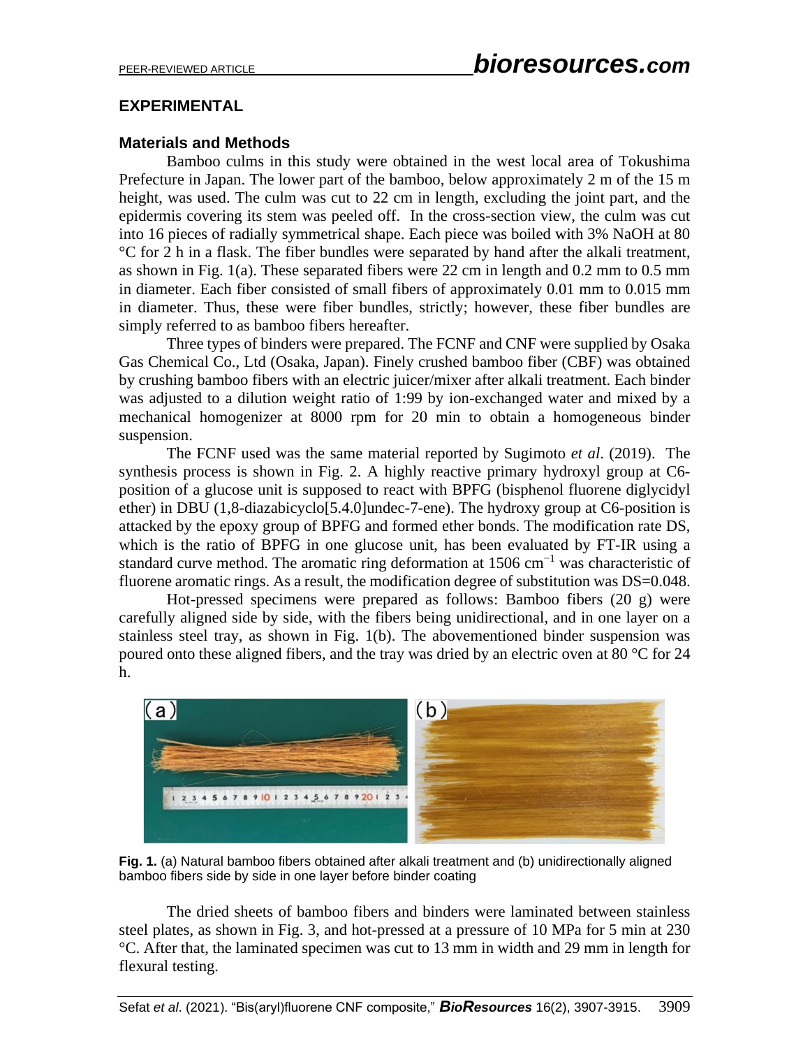## EXPERIMENTAL

### Materials and Methods

Bamboo culms in this study were obtained in the west local area of Tokushima Prefecture in Japan. The lower part of the bamboo, below approximately 2 m of the 15 m height, was used. The culm was cut to 22 cm in length, excluding the joint part, and the epidermis covering its stem was peeled off. In the cross-section view, the culm was cut into 16 pieces of radially symmetrical shape. Each piece was boiled with 3% NaOH at 80 °C for 2 h in a flask. The fiber bundles were separated by hand after the alkali treatment, as shown in Fig. 1(a). These separated fibers were 22 cm in length and 0.2 mm to 0.5 mm in diameter. Each fiber consisted of small fibers of approximately 0.01 mm to 0.015 mm in diameter. Thus, these were fiber bundles, strictly; however, these fiber bundles are simply referred to as bamboo fibers hereafter.

Three types of binders were prepared. The FCNF and CNF were supplied by Osaka Gas Chemical Co., Ltd (Osaka, Japan). Finely crushed bamboo fiber (CBF) was obtained by crushing bamboo fibers with an electric juicer/mixer after alkali treatment. Each binder was adjusted to a dilution weight ratio of 1:99 by ion-exchanged water and mixed by a mechanical homogenizer at 8000 rpm for 20 min to obtain a homogeneous binder suspension.

The FCNF used was the same material reported by Sugimoto *et al*. (2019). The synthesis process is shown in Fig. 2. A highly reactive primary hydroxyl group at C6-position of a glucose unit is supposed to react with BPFG (bisphenol fluorene diglycidyl ether) in DBU (1,8-diazabicyclo[5.4.0]undec-7-ene). The hydroxy group at C6-position is attacked by the epoxy group of BPFG and formed ether bonds. The modification rate DS, which is the ratio of BPFG in one glucose unit, has been evaluated by FT-IR using a standard curve method. The aromatic ring deformation at 1506 $cm^{-1}$ was characteristic of fluorene aromatic rings. As a result, the modification degree of substitution was DS=0.048.

Hot-pressed specimens were prepared as follows: Bamboo fibers (20 g) were carefully aligned side by side, with the fibers being unidirectional, and in one layer on a stainless steel tray, as shown in Fig. 1(b). The abovementioned binder suspension was poured onto these aligned fibers, and the tray was dried by an electric oven at 80 °C for 24 h.

**Fig. 1.** (a) Natural bamboo fibers obtained after alkali treatment and (b) unidirectionally aligned bamboo fibers side by side in one layer before binder coating

The dried sheets of bamboo fibers and binders were laminated between stainless steel plates, as shown in Fig. 3, and hot-pressed at a pressure of 10 MPa for 5 min at 230 °C. After that, the laminated specimen was cut to 13 mm in width and 29 mm in length for flexural testing.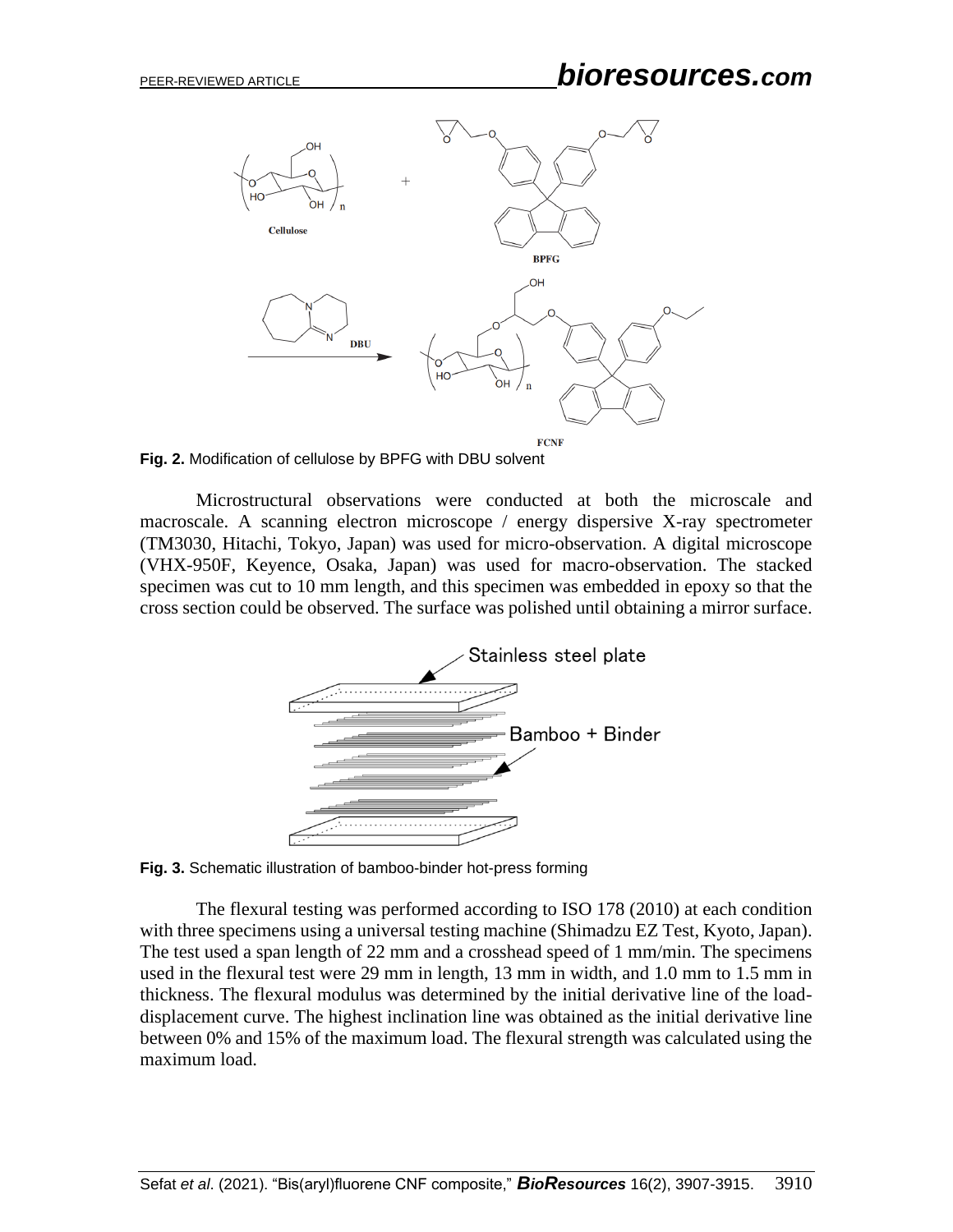**Fig. 2.** Modification of cellulose by BPFG with DBU solvent

Microstructural observations were conducted at both the microscale and macroscale. A scanning electron microscope / energy dispersive X-ray spectrometer (TM3030, Hitachi, Tokyo, Japan) was used for micro-observation. A digital microscope (VHX-950F, Keyence, Osaka, Japan) was used for macro-observation. The stacked specimen was cut to 10 mm length, and this specimen was embedded in epoxy so that the cross section could be observed. The surface was polished until obtaining a mirror surface.

**Fig. 3.** Schematic illustration of bamboo-binder hot-press forming

The flexural testing was performed according to ISO 178 (2010) at each condition with three specimens using a universal testing machine (Shimadzu EZ Test, Kyoto, Japan). The test used a span length of 22 mm and a crosshead speed of 1 mm/min. The specimens used in the flexural test were 29 mm in length, 13 mm in width, and 1.0 mm to 1.5 mm in thickness. The flexural modulus was determined by the initial derivative line of the load-displacement curve. The highest inclination line was obtained as the initial derivative line between 0% and 15% of the maximum load. The flexural strength was calculated using the maximum load.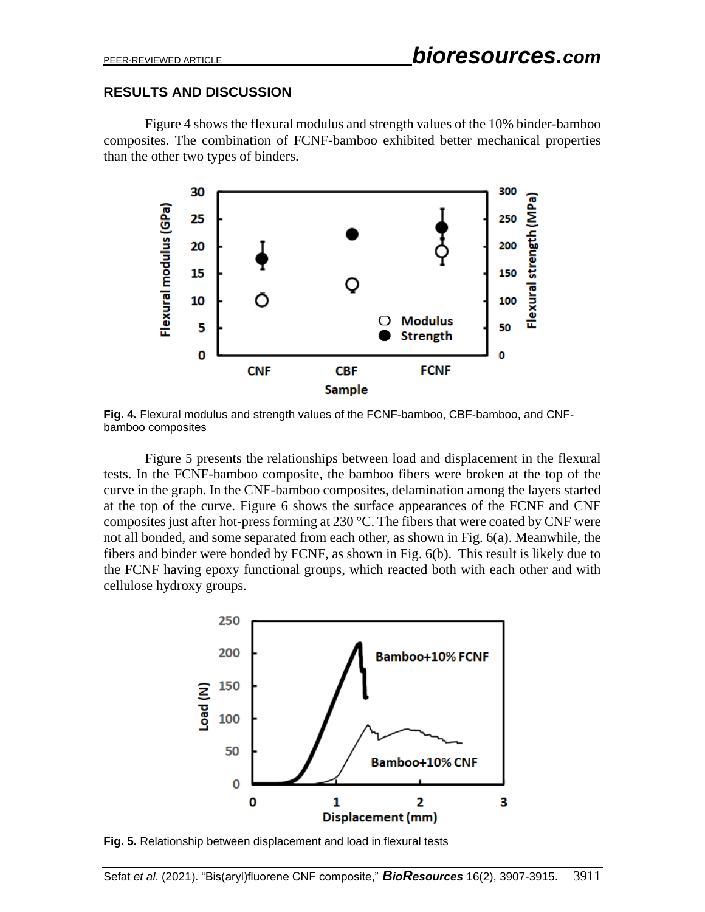## RESULTS AND DISCUSSION

Figure 4 shows the flexural modulus and strength values of the 10% binder-bamboo composites. The combination of FCNF-bamboo exhibited better mechanical properties than the other two types of binders.

**Fig. 4.** Flexural modulus and strength values of the FCNF-bamboo, CBF-bamboo, and CNF-bamboo composites

Figure 5 presents the relationships between load and displacement in the flexural tests. In the FCNF-bamboo composite, the bamboo fibers were broken at the top of the curve in the graph. In the CNF-bamboo composites, delamination among the layers started at the top of the curve. Figure 6 shows the surface appearances of the FCNF and CNF composites just after hot-press forming at 230 °C. The fibers that were coated by CNF were not all bonded, and some separated from each other, as shown in Fig. 6(a). Meanwhile, the fibers and binder were bonded by FCNF, as shown in Fig. 6(b). This result is likely due to the FCNF having epoxy functional groups, which reacted both with each other and with cellulose hydroxy groups.

**Fig. 5.** Relationship between displacement and load in flexural tests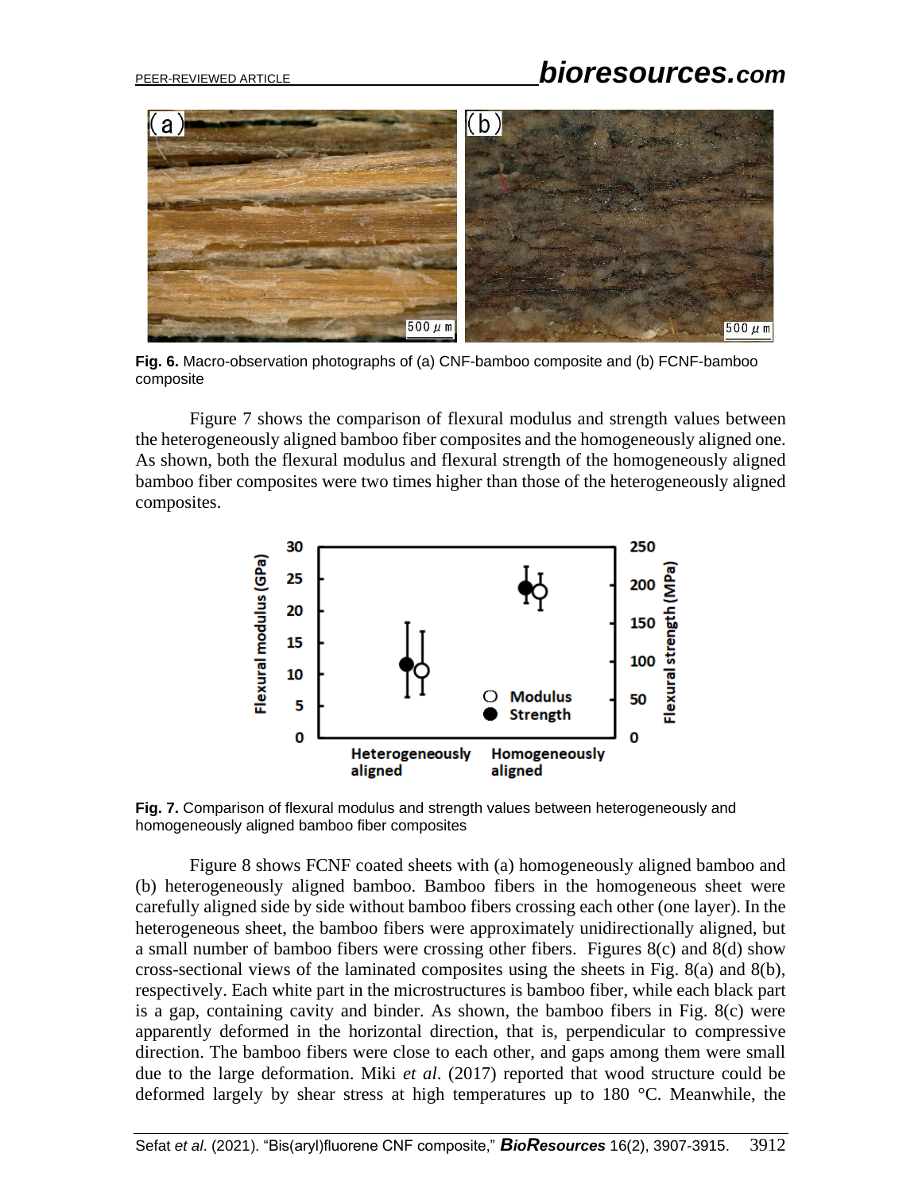**Fig. 6.** Macro-observation photographs of (a) CNF-bamboo composite and (b) FCNF-bamboo composite

Figure 7 shows the comparison of flexural modulus and strength values between the heterogeneously aligned bamboo fiber composites and the homogeneously aligned one. As shown, both the flexural modulus and flexural strength of the homogeneously aligned bamboo fiber composites were two times higher than those of the heterogeneously aligned composites.

**Fig. 7.** Comparison of flexural modulus and strength values between heterogeneously and homogeneously aligned bamboo fiber composites

Figure 8 shows FCNF coated sheets with (a) homogeneously aligned bamboo and (b) heterogeneously aligned bamboo. Bamboo fibers in the homogeneous sheet were carefully aligned side by side without bamboo fibers crossing each other (one layer). In the heterogeneous sheet, the bamboo fibers were approximately unidirectionally aligned, but a small number of bamboo fibers were crossing other fibers. Figures 8(c) and 8(d) show cross-sectional views of the laminated composites using the sheets in Fig. 8(a) and 8(b), respectively. Each white part in the microstructures is bamboo fiber, while each black part is a gap, containing cavity and binder. As shown, the bamboo fibers in Fig. 8(c) were apparently deformed in the horizontal direction, that is, perpendicular to compressive direction. The bamboo fibers were close to each other, and gaps among them were small due to the large deformation. Miki *et al.* (2017) reported that wood structure could be deformed largely by shear stress at high temperatures up to 180 °C. Meanwhile, the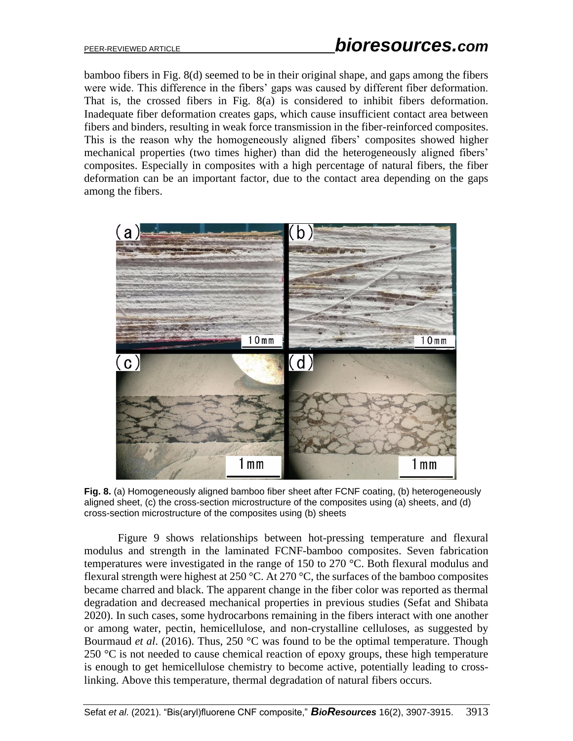bamboo fibers in Fig. 8(d) seemed to be in their original shape, and gaps among the fibers were wide. This difference in the fibers' gaps was caused by different fiber deformation. That is, the crossed fibers in Fig. 8(a) is considered to inhibit fibers deformation. Inadequate fiber deformation creates gaps, which cause insufficient contact area between fibers and binders, resulting in weak force transmission in the fiber-reinforced composites. This is the reason why the homogeneously aligned fibers' composites showed higher mechanical properties (two times higher) than did the heterogeneously aligned fibers' composites. Especially in composites with a high percentage of natural fibers, the fiber deformation can be an important factor, due to the contact area depending on the gaps among the fibers.

**Fig. 8.** (a) Homogeneously aligned bamboo fiber sheet after FCNF coating, (b) heterogeneously aligned sheet, (c) the cross-section microstructure of the composites using (a) sheets, and (d) cross-section microstructure of the composites using (b) sheets

Figure 9 shows relationships between hot-pressing temperature and flexural modulus and strength in the laminated FCNF-bamboo composites. Seven fabrication temperatures were investigated in the range of 150 to 270 °C. Both flexural modulus and flexural strength were highest at 250 °C. At 270 °C, the surfaces of the bamboo composites became charred and black. The apparent change in the fiber color was reported as thermal degradation and decreased mechanical properties in previous studies (Sefat and Shibata 2020). In such cases, some hydrocarbons remaining in the fibers interact with one another or among water, pectin, hemicellulose, and non-crystalline celluloses, as suggested by Bourmaud *et al*. (2016). Thus, 250 °C was found to be the optimal temperature. Though 250 °C is not needed to cause chemical reaction of epoxy groups, these high temperature is enough to get hemicellulose chemistry to become active, potentially leading to cross-linking. Above this temperature, thermal degradation of natural fibers occurs.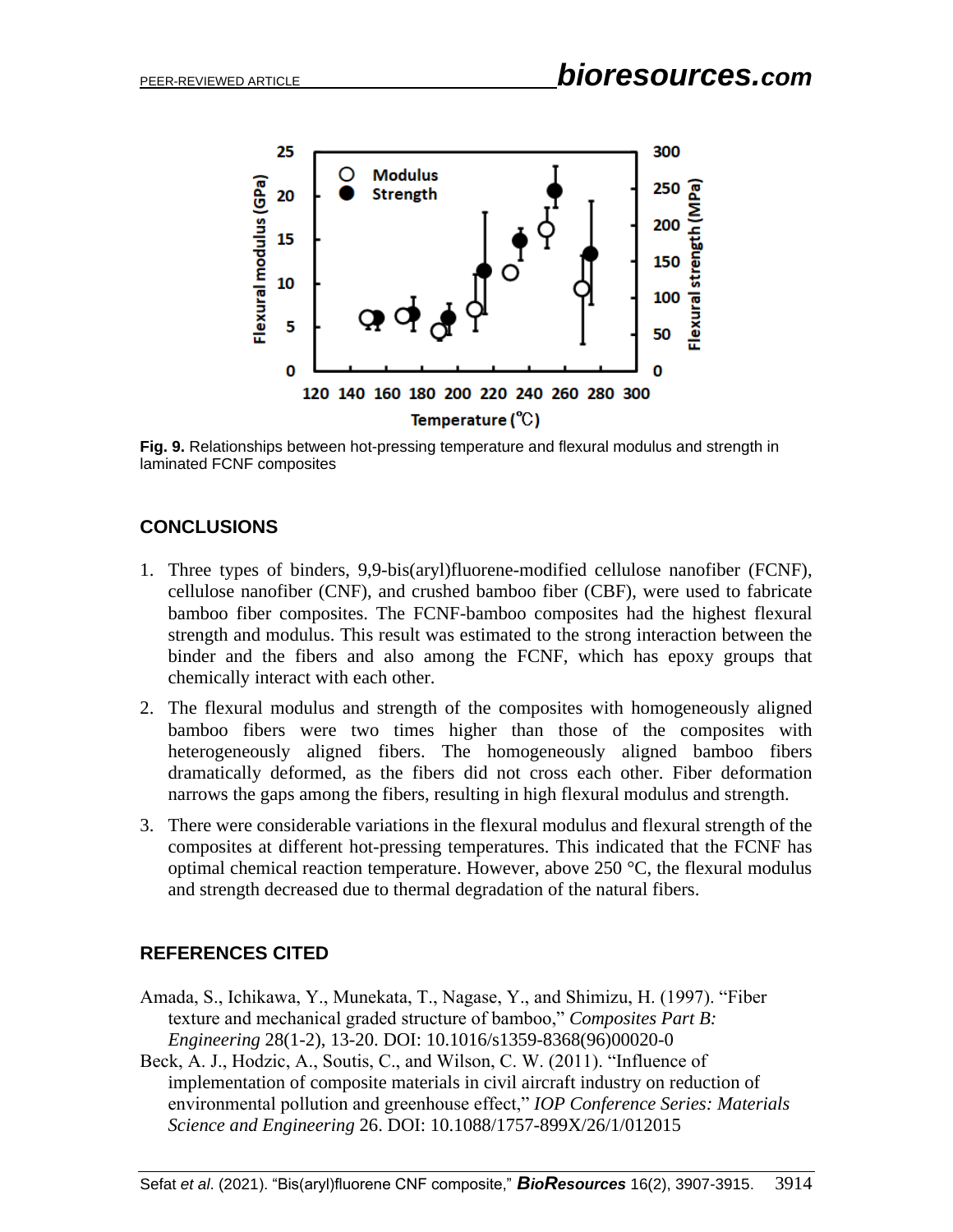Fig. 9. Relationships between hot-pressing temperature and flexural modulus and strength in laminated FCNF composites

## CONCLUSIONS

1. Three types of binders, 9,9-bis(aryl)fluorene-modified cellulose nanofiber (FCNF), cellulose nanofiber (CNF), and crushed bamboo fiber (CBF), were used to fabricate bamboo fiber composites. The FCNF-bamboo composites had the highest flexural strength and modulus. This result was estimated to the strong interaction between the binder and the fibers and also among the FCNF, which has epoxy groups that chemically interact with each other.
2. The flexural modulus and strength of the composites with homogeneously aligned bamboo fibers were two times higher than those of the composites with heterogeneously aligned fibers. The homogeneously aligned bamboo fibers dramatically deformed, as the fibers did not cross each other. Fiber deformation narrows the gaps among the fibers, resulting in high flexural modulus and strength.
3. There were considerable variations in the flexural modulus and flexural strength of the composites at different hot-pressing temperatures. This indicated that the FCNF has optimal chemical reaction temperature. However, above 250 °C, the flexural modulus and strength decreased due to thermal degradation of the natural fibers.

## REFERENCES CITED

Amada, S., Ichikawa, Y., Munekata, T., Nagase, Y., and Shimizu, H. (1997). "Fiber texture and mechanical graded structure of bamboo," *Composites Part B: Engineering* 28(1-2), 13-20. DOI: 10.1016/s1359-8368(96)00020-0

Beck, A. J., Hodzic, A., Soutis, C., and Wilson, C. W. (2011). "Influence of implementation of composite materials in civil aircraft industry on reduction of environmental pollution and greenhouse effect," *IOP Conference Series: Materials Science and Engineering* 26. DOI: 10.1088/1757-899X/26/1/012015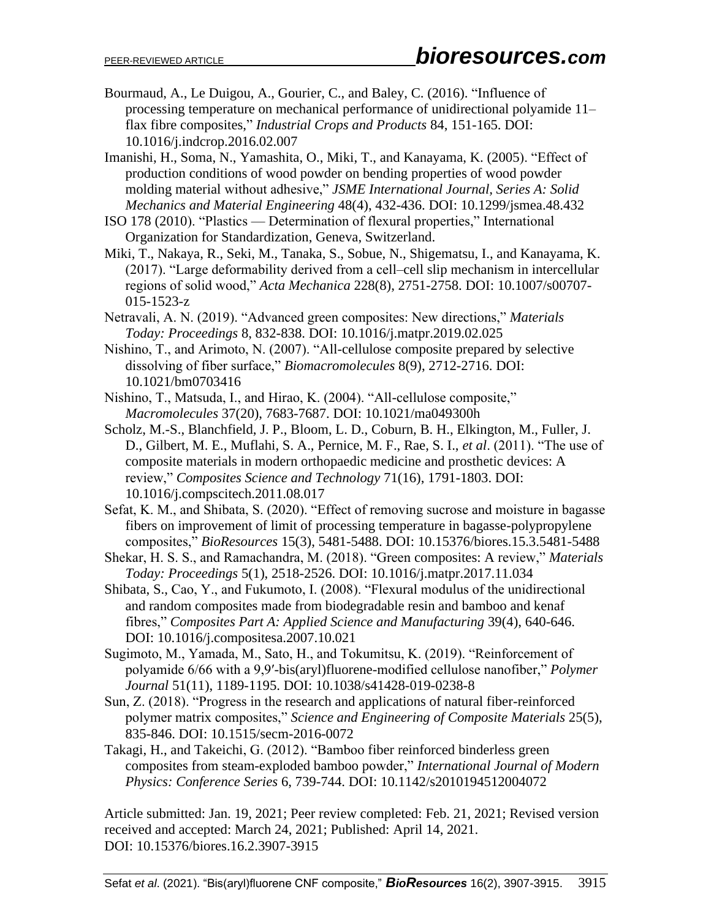Bourmaud, A., Le Duigou, A., Gourier, C., and Baley, C. (2016). "Influence of processing temperature on mechanical performance of unidirectional polyamide 11–flax fibre composites," *Industrial Crops and Products* 84, 151-165. DOI: 10.1016/j.indcrop.2016.02.007

Imanishi, H., Soma, N., Yamashita, O., Miki, T., and Kanayama, K. (2005). "Effect of production conditions of wood powder on bending properties of wood powder molding material without adhesive," *JSME International Journal, Series A: Solid Mechanics and Material Engineering* 48(4), 432-436. DOI: 10.1299/jsmea.48.432

ISO 178 (2010). "Plastics — Determination of flexural properties," International Organization for Standardization, Geneva, Switzerland.

Miki, T., Nakaya, R., Seki, M., Tanaka, S., Sobue, N., Shigematsu, I., and Kanayama, K. (2017). "Large deformability derived from a cell–cell slip mechanism in intercellular regions of solid wood," *Acta Mechanica* 228(8), 2751-2758. DOI: 10.1007/s00707-015-1523-z

Netravali, A. N. (2019). "Advanced green composites: New directions," *Materials Today: Proceedings* 8, 832-838. DOI: 10.1016/j.matpr.2019.02.025

Nishino, T., and Arimoto, N. (2007). "All-cellulose composite prepared by selective dissolving of fiber surface," *Biomacromolecules* 8(9), 2712-2716. DOI: 10.1021/bm0703416

Nishino, T., Matsuda, I., and Hirao, K. (2004). "All-cellulose composite," *Macromolecules* 37(20), 7683-7687. DOI: 10.1021/ma049300h

Scholz, M.-S., Blanchfield, J. P., Bloom, L. D., Coburn, B. H., Elkington, M., Fuller, J. D., Gilbert, M. E., Muflahi, S. A., Pernice, M. F., Rae, S. I., *et al*. (2011). "The use of composite materials in modern orthopaedic medicine and prosthetic devices: A review," *Composites Science and Technology* 71(16), 1791-1803. DOI: 10.1016/j.compscitech.2011.08.017

Sefat, K. M., and Shibata, S. (2020). "Effect of removing sucrose and moisture in bagasse fibers on improvement of limit of processing temperature in bagasse-polypropylene composites," *BioResources* 15(3), 5481-5488. DOI: 10.15376/biores.15.3.5481-5488

Shekar, H. S. S., and Ramachandra, M. (2018). "Green composites: A review," *Materials Today: Proceedings* 5(1), 2518-2526. DOI: 10.1016/j.matpr.2017.11.034

Shibata, S., Cao, Y., and Fukumoto, I. (2008). "Flexural modulus of the unidirectional and random composites made from biodegradable resin and bamboo and kenaf fibres," *Composites Part A: Applied Science and Manufacturing* 39(4), 640-646. DOI: 10.1016/j.compositesa.2007.10.021

Sugimoto, M., Yamada, M., Sato, H., and Tokumitsu, K. (2019). "Reinforcement of polyamide 6/66 with a 9,9′-bis(aryl)fluorene-modified cellulose nanofiber," *Polymer Journal* 51(11), 1189-1195. DOI: 10.1038/s41428-019-0238-8

Sun, Z. (2018). "Progress in the research and applications of natural fiber-reinforced polymer matrix composites," *Science and Engineering of Composite Materials* 25(5), 835-846. DOI: 10.1515/secm-2016-0072

Takagi, H., and Takeichi, G. (2012). "Bamboo fiber reinforced binderless green composites from steam-exploded bamboo powder," *International Journal of Modern Physics: Conference Series* 6, 739-744. DOI: 10.1142/s2010194512004072

Article submitted: Jan. 19, 2021; Peer review completed: Feb. 21, 2021; Revised version received and accepted: March 24, 2021; Published: April 14, 2021.
DOI: 10.15376/biores.16.2.3907-3915